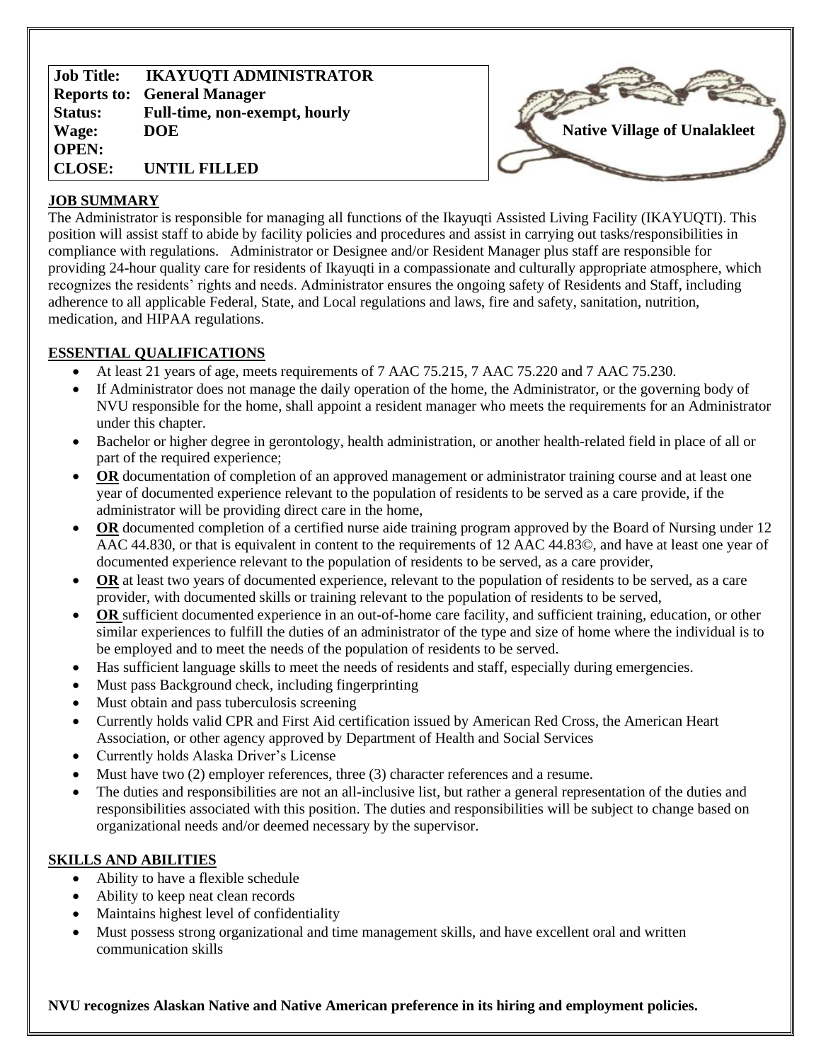| Job Title: | IKAYUQTI ADMINISTRATOR |
|---|---|
| Reports to: | General Manager |
| Status: | Full-time, non-exempt, hourly |
| Wage: | DOE |
| OPEN: | |
| CLOSE: | UNTIL FILLED |

**Native Village of Unalakleet**

## JOB SUMMARY

The Administrator is responsible for managing all functions of the Ikayuqti Assisted Living Facility (IKAYUQTI). This position will assist staff to abide by facility policies and procedures and assist in carrying out tasks/responsibilities in compliance with regulations. Administrator or Designee and/or Resident Manager plus staff are responsible for providing 24-hour quality care for residents of Ikayuqti in a compassionate and culturally appropriate atmosphere, which recognizes the residents' rights and needs. Administrator ensures the ongoing safety of Residents and Staff, including adherence to all applicable Federal, State, and Local regulations and laws, fire and safety, sanitation, nutrition, medication, and HIPAA regulations.

## ESSENTIAL QUALIFICATIONS

- At least 21 years of age, meets requirements of 7 AAC 75.215, 7 AAC 75.220 and 7 AAC 75.230.
- If Administrator does not manage the daily operation of the home, the Administrator, or the governing body of NVU responsible for the home, shall appoint a resident manager who meets the requirements for an Administrator under this chapter.
- Bachelor or higher degree in gerontology, health administration, or another health-related field in place of all or part of the required experience;
- **OR** documentation of completion of an approved management or administrator training course and at least one year of documented experience relevant to the population of residents to be served as a care provide, if the administrator will be providing direct care in the home,
- **OR** documented completion of a certified nurse aide training program approved by the Board of Nursing under 12 AAC 44.830, or that is equivalent in content to the requirements of 12 AAC 44.83©, and have at least one year of documented experience relevant to the population of residents to be served, as a care provider,
- **OR** at least two years of documented experience, relevant to the population of residents to be served, as a care provider, with documented skills or training relevant to the population of residents to be served,
- **OR** sufficient documented experience in an out-of-home care facility, and sufficient training, education, or other similar experiences to fulfill the duties of an administrator of the type and size of home where the individual is to be employed and to meet the needs of the population of residents to be served.
- Has sufficient language skills to meet the needs of residents and staff, especially during emergencies.
- Must pass Background check, including fingerprinting
- Must obtain and pass tuberculosis screening
- Currently holds valid CPR and First Aid certification issued by American Red Cross, the American Heart Association, or other agency approved by Department of Health and Social Services
- Currently holds Alaska Driver's License
- Must have two (2) employer references, three (3) character references and a resume.
- The duties and responsibilities are not an all-inclusive list, but rather a general representation of the duties and responsibilities associated with this position. The duties and responsibilities will be subject to change based on organizational needs and/or deemed necessary by the supervisor.

## SKILLS AND ABILITIES

- Ability to have a flexible schedule
- Ability to keep neat clean records
- Maintains highest level of confidentiality
- Must possess strong organizational and time management skills, and have excellent oral and written communication skills

**NVU recognizes Alaskan Native and Native American preference in its hiring and employment policies.**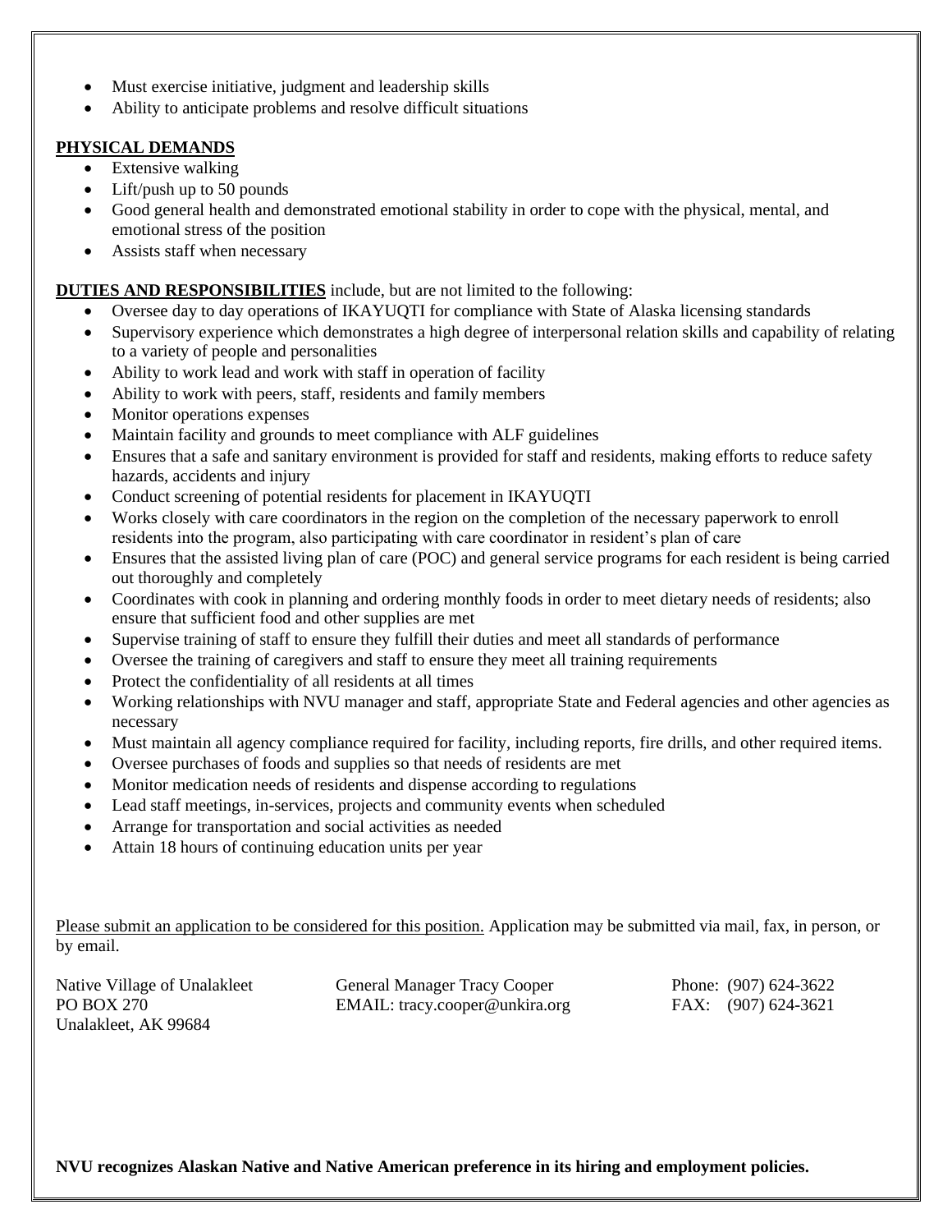- Must exercise initiative, judgment and leadership skills
- Ability to anticipate problems and resolve difficult situations

**PHYSICAL DEMANDS**

- Extensive walking
- Lift/push up to 50 pounds
- Good general health and demonstrated emotional stability in order to cope with the physical, mental, and emotional stress of the position
- Assists staff when necessary

**DUTIES AND RESPONSIBILITIES** include, but are not limited to the following:

- Oversee day to day operations of IKAYUQTI for compliance with State of Alaska licensing standards
- Supervisory experience which demonstrates a high degree of interpersonal relation skills and capability of relating to a variety of people and personalities
- Ability to work lead and work with staff in operation of facility
- Ability to work with peers, staff, residents and family members
- Monitor operations expenses
- Maintain facility and grounds to meet compliance with ALF guidelines
- Ensures that a safe and sanitary environment is provided for staff and residents, making efforts to reduce safety hazards, accidents and injury
- Conduct screening of potential residents for placement in IKAYUQTI
- Works closely with care coordinators in the region on the completion of the necessary paperwork to enroll residents into the program, also participating with care coordinator in resident's plan of care
- Ensures that the assisted living plan of care (POC) and general service programs for each resident is being carried out thoroughly and completely
- Coordinates with cook in planning and ordering monthly foods in order to meet dietary needs of residents; also ensure that sufficient food and other supplies are met
- Supervise training of staff to ensure they fulfill their duties and meet all standards of performance
- Oversee the training of caregivers and staff to ensure they meet all training requirements
- Protect the confidentiality of all residents at all times
- Working relationships with NVU manager and staff, appropriate State and Federal agencies and other agencies as necessary
- Must maintain all agency compliance required for facility, including reports, fire drills, and other required items.
- Oversee purchases of foods and supplies so that needs of residents are met
- Monitor medication needs of residents and dispense according to regulations
- Lead staff meetings, in-services, projects and community events when scheduled
- Arrange for transportation and social activities as needed
- Attain 18 hours of continuing education units per year

Please submit an application to be considered for this position. Application may be submitted via mail, fax, in person, or by email.

Native Village of Unalakleet
PO BOX 270
Unalakleet, AK 99684

General Manager Tracy Cooper
EMAIL: tracy.cooper@unkira.org

Phone: (907) 624-3622
FAX: (907) 624-3621

**NVU recognizes Alaskan Native and Native American preference in its hiring and employment policies.**